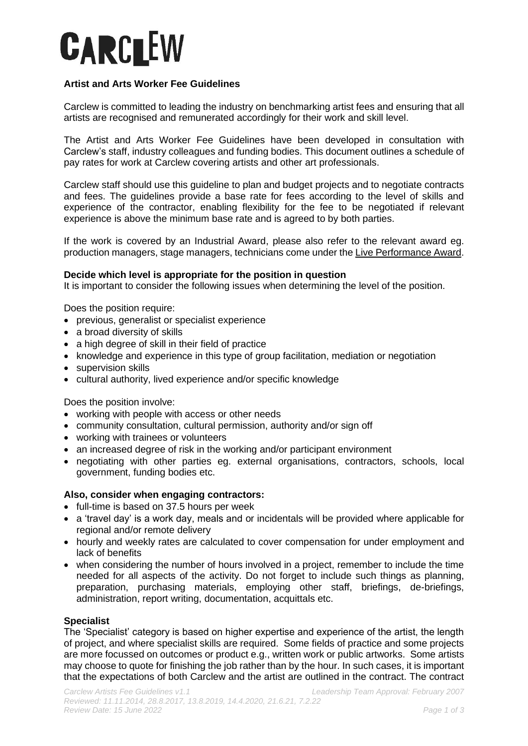# CARCLEW

**Artist and Arts Worker Fee Guidelines**

Carclew is committed to leading the industry on benchmarking artist fees and ensuring that all artists are recognised and remunerated accordingly for their work and skill level.

The Artist and Arts Worker Fee Guidelines have been developed in consultation with Carclew's staff, industry colleagues and funding bodies. This document outlines a schedule of pay rates for work at Carclew covering artists and other art professionals.

Carclew staff should use this guideline to plan and budget projects and to negotiate contracts and fees. The guidelines provide a base rate for fees according to the level of skills and experience of the contractor, enabling flexibility for the fee to be negotiated if relevant experience is above the minimum base rate and is agreed to by both parties.

If the work is covered by an Industrial Award, please also refer to the relevant award eg. production managers, stage managers, technicians come under the Live Performance Award.

**Decide which level is appropriate for the position in question**

It is important to consider the following issues when determining the level of the position.

Does the position require:

- previous, generalist or specialist experience
- a broad diversity of skills
- a high degree of skill in their field of practice
- knowledge and experience in this type of group facilitation, mediation or negotiation
- supervision skills
- cultural authority, lived experience and/or specific knowledge

Does the position involve:

- working with people with access or other needs
- community consultation, cultural permission, authority and/or sign off
- working with trainees or volunteers
- an increased degree of risk in the working and/or participant environment
- negotiating with other parties eg. external organisations, contractors, schools, local government, funding bodies etc.

**Also, consider when engaging contractors:**

- full-time is based on 37.5 hours per week
- a 'travel day' is a work day, meals and or incidentals will be provided where applicable for regional and/or remote delivery
- hourly and weekly rates are calculated to cover compensation for under employment and lack of benefits
- when considering the number of hours involved in a project, remember to include the time needed for all aspects of the activity. Do not forget to include such things as planning, preparation, purchasing materials, employing other staff, briefings, de-briefings, administration, report writing, documentation, acquittals etc.

**Specialist**

The 'Specialist' category is based on higher expertise and experience of the artist, the length of project, and where specialist skills are required. Some fields of practice and some projects are more focussed on outcomes or product e.g., written work or public artworks. Some artists may choose to quote for finishing the job rather than by the hour. In such cases, it is important that the expectations of both Carclew and the artist are outlined in the contract. The contract

*Carclew Artists Fee Guidelines v1.1* *Leadership Team Approval: February 2007*
*Reviewed: 11.11.2014, 28.8.2017, 13.8.2019, 14.4.2020, 21.6.21, 7.2.22*
*Review Date: 15 June 2022*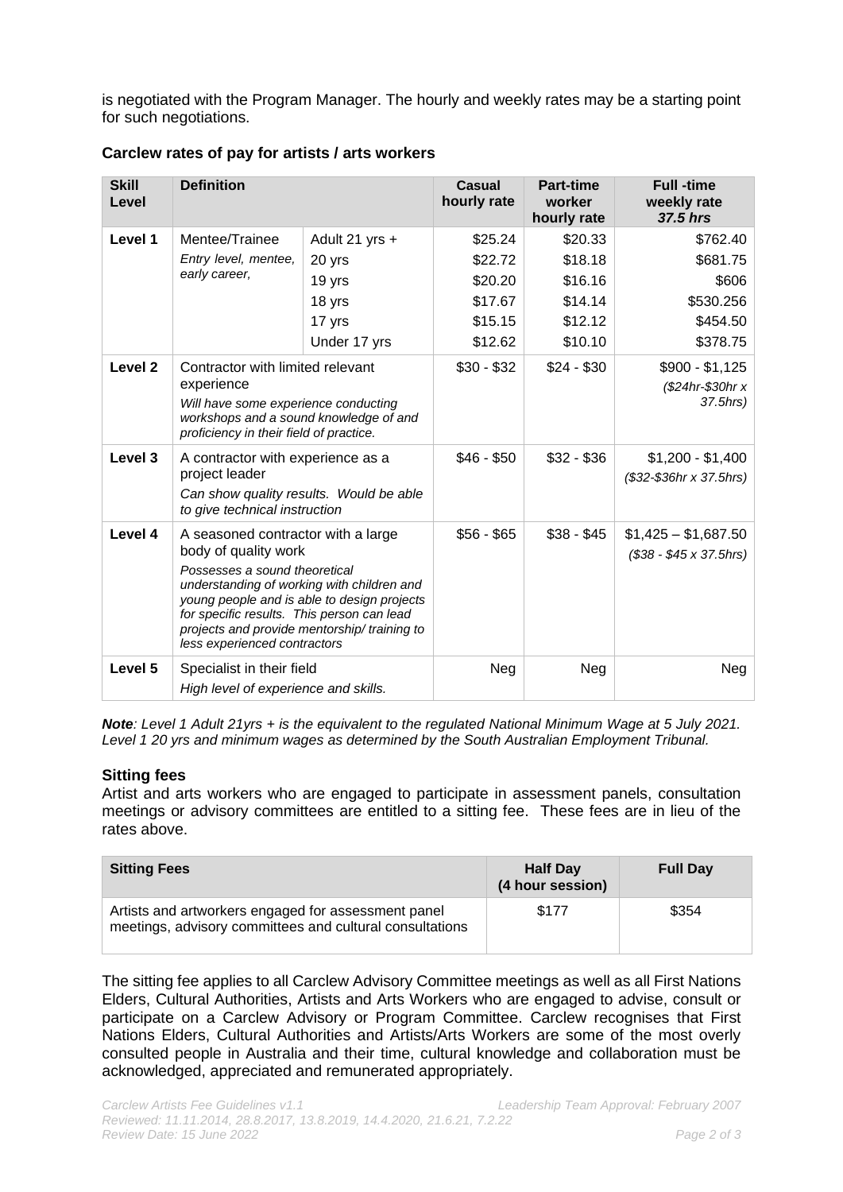is negotiated with the Program Manager. The hourly and weekly rates may be a starting point for such negotiations.

**Carclew rates of pay for artists / arts workers**

| Skill Level | Definition | | Casual hourly rate | Part-time worker hourly rate | Full -time weekly rate *37.5 hrs* |
|---|---|---|---|---|---|
| **Level 1** | Mentee/Trainee | Adult 21 yrs + | $25.24 | $20.33 | $762.40 |
| | *Entry level, mentee, early career,* | 20 yrs | $22.72 | $18.18 | $681.75 |
| | | 19 yrs | $20.20 | $16.16 | $606 |
| | | 18 yrs | $17.67 | $14.14 | $530.256 |
| | | 17 yrs | $15.15 | $12.12 | $454.50 |
| | | Under 17 yrs | $12.62 | $10.10 | $378.75 |
| **Level 2** | Contractor with limited relevant experience *Will have some experience conducting workshops and a sound knowledge of and proficiency in their field of practice.* | | $30 - $32 | $24 - $30 | $900 - $1,125 *($24hr-$30hr x 37.5hrs)* |
| **Level 3** | A contractor with experience as a project leader *Can show quality results. Would be able to give technical instruction* | | $46 - $50 | $32 - $36 | $1,200 - $1,400 *($32-$36hr x 37.5hrs)* |
| **Level 4** | A seasoned contractor with a large body of quality work *Possesses a sound theoretical understanding of working with children and young people and is able to design projects for specific results. This person can lead projects and provide mentorship/ training to less experienced contractors* | | $56 - $65 | $38 - $45 | $1,425 – $1,687.50 *($38 - $45 x 37.5hrs)* |
| **Level 5** | Specialist in their field *High level of experience and skills.* | | Neg | Neg | Neg |

***Note**: Level 1 Adult 21yrs + is the equivalent to the regulated National Minimum Wage at 5 July 2021. Level 1 20 yrs and minimum wages as determined by the South Australian Employment Tribunal.*

### Sitting fees

Artist and arts workers who are engaged to participate in assessment panels, consultation meetings or advisory committees are entitled to a sitting fee. These fees are in lieu of the rates above.

| Sitting Fees | Half Day (4 hour session) | Full Day |
|---|---|---|
| Artists and artworkers engaged for assessment panel meetings, advisory committees and cultural consultations | $177 | $354 |

The sitting fee applies to all Carclew Advisory Committee meetings as well as all First Nations Elders, Cultural Authorities, Artists and Arts Workers who are engaged to advise, consult or participate on a Carclew Advisory or Program Committee. Carclew recognises that First Nations Elders, Cultural Authorities and Artists/Arts Workers are some of the most overly consulted people in Australia and their time, cultural knowledge and collaboration must be acknowledged, appreciated and remunerated appropriately.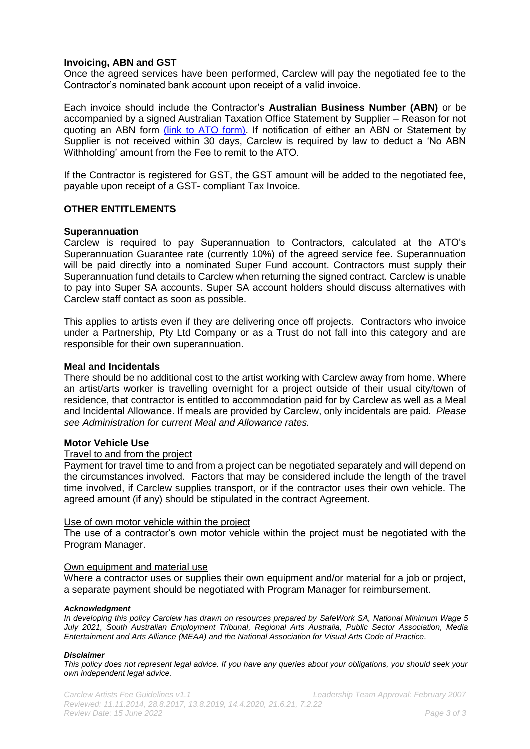### Invoicing, ABN and GST

Once the agreed services have been performed, Carclew will pay the negotiated fee to the Contractor's nominated bank account upon receipt of a valid invoice.

Each invoice should include the Contractor's **Australian Business Number (ABN)** or be accompanied by a signed Australian Taxation Office Statement by Supplier – Reason for not quoting an ABN form (link to ATO form). If notification of either an ABN or Statement by Supplier is not received within 30 days, Carclew is required by law to deduct a 'No ABN Withholding' amount from the Fee to remit to the ATO.

If the Contractor is registered for GST, the GST amount will be added to the negotiated fee, payable upon receipt of a GST- compliant Tax Invoice.

## OTHER ENTITLEMENTS

### Superannuation

Carclew is required to pay Superannuation to Contractors, calculated at the ATO's Superannuation Guarantee rate (currently 10%) of the agreed service fee. Superannuation will be paid directly into a nominated Super Fund account. Contractors must supply their Superannuation fund details to Carclew when returning the signed contract. Carclew is unable to pay into Super SA accounts. Super SA account holders should discuss alternatives with Carclew staff contact as soon as possible.

This applies to artists even if they are delivering once off projects. Contractors who invoice under a Partnership, Pty Ltd Company or as a Trust do not fall into this category and are responsible for their own superannuation.

### Meal and Incidentals

There should be no additional cost to the artist working with Carclew away from home. Where an artist/arts worker is travelling overnight for a project outside of their usual city/town of residence, that contractor is entitled to accommodation paid for by Carclew as well as a Meal and Incidental Allowance. If meals are provided by Carclew, only incidentals are paid. *Please see Administration for current Meal and Allowance rates.*

### Motor Vehicle Use

Travel to and from the project

Payment for travel time to and from a project can be negotiated separately and will depend on the circumstances involved. Factors that may be considered include the length of the travel time involved, if Carclew supplies transport, or if the contractor uses their own vehicle. The agreed amount (if any) should be stipulated in the contract Agreement.

Use of own motor vehicle within the project

The use of a contractor's own motor vehicle within the project must be negotiated with the Program Manager.

Own equipment and material use

Where a contractor uses or supplies their own equipment and/or material for a job or project, a separate payment should be negotiated with Program Manager for reimbursement.

***Acknowledgment***

*In developing this policy Carclew has drawn on resources prepared by SafeWork SA, National Minimum Wage 5 July 2021, South Australian Employment Tribunal, Regional Arts Australia, Public Sector Association, Media Entertainment and Arts Alliance (MEAA) and the National Association for Visual Arts Code of Practice.*

***Disclaimer***

*This policy does not represent legal advice. If you have any queries about your obligations, you should seek your own independent legal advice.*

*Carclew Artists Fee Guidelines v1.1 — Leadership Team Approval: February 2007*
*Reviewed: 11.11.2014, 28.8.2017, 13.8.2019, 14.4.2020, 21.6.21, 7.2.22*
*Review Date: 15 June 2022*